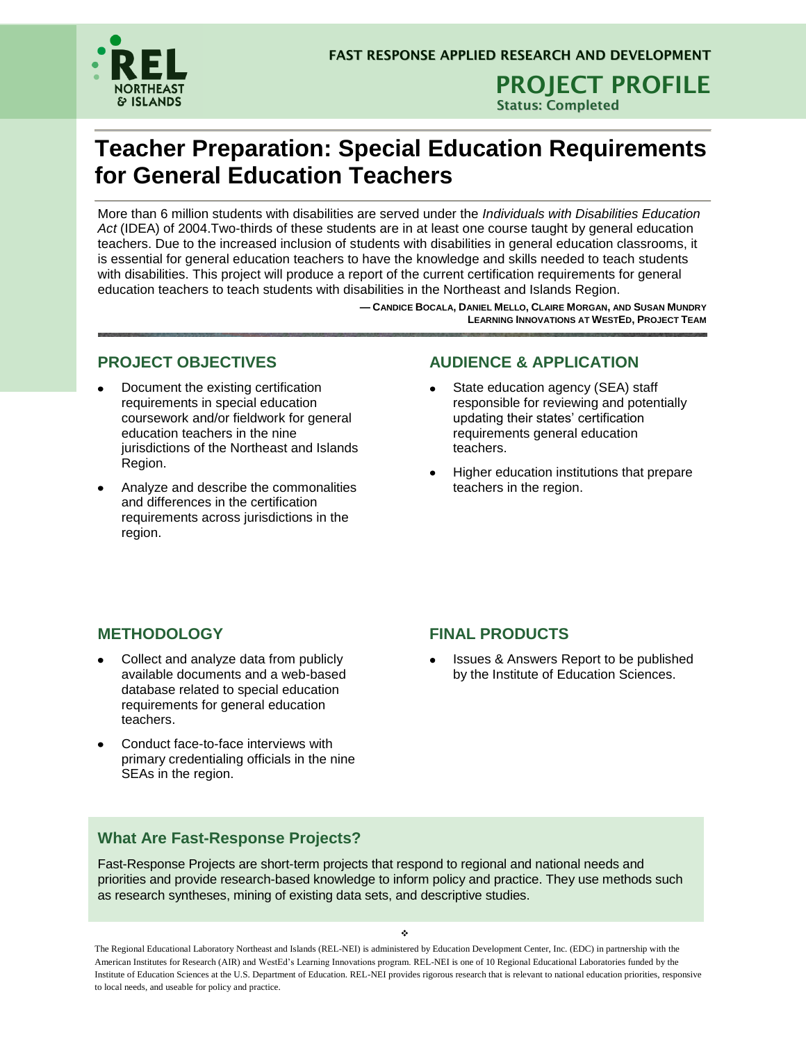REL NORTHEAST & ISLANDS

FAST RESPONSE APPLIED RESEARCH AND DEVELOPMENT

**PROJECT PROFILE**

Status: Completed

# Teacher Preparation: Special Education Requirements for General Education Teachers

More than 6 million students with disabilities are served under the *Individuals with Disabilities Education Act* (IDEA) of 2004.Two-thirds of these students are in at least one course taught by general education teachers. Due to the increased inclusion of students with disabilities in general education classrooms, it is essential for general education teachers to have the knowledge and skills needed to teach students with disabilities. This project will produce a report of the current certification requirements for general education teachers to teach students with disabilities in the Northeast and Islands Region.

— CANDICE BOCALA, DANIEL MELLO, CLAIRE MORGAN, AND SUSAN MUNDRY
LEARNING INNOVATIONS AT WESTED, PROJECT TEAM

## PROJECT OBJECTIVES

- Document the existing certification requirements in special education coursework and/or fieldwork for general education teachers in the nine jurisdictions of the Northeast and Islands Region.
- Analyze and describe the commonalities and differences in the certification requirements across jurisdictions in the region.

## AUDIENCE & APPLICATION

- State education agency (SEA) staff responsible for reviewing and potentially updating their states' certification requirements general education teachers.
- Higher education institutions that prepare teachers in the region.

## METHODOLOGY

- Collect and analyze data from publicly available documents and a web-based database related to special education requirements for general education teachers.
- Conduct face-to-face interviews with primary credentialing officials in the nine SEAs in the region.

## FINAL PRODUCTS

- Issues & Answers Report to be published by the Institute of Education Sciences.

## What Are Fast-Response Projects?

Fast-Response Projects are short-term projects that respond to regional and national needs and priorities and provide research-based knowledge to inform policy and practice. They use methods such as research syntheses, mining of existing data sets, and descriptive studies.

The Regional Educational Laboratory Northeast and Islands (REL-NEI) is administered by Education Development Center, Inc. (EDC) in partnership with the American Institutes for Research (AIR) and WestEd's Learning Innovations program. REL-NEI is one of 10 Regional Educational Laboratories funded by the Institute of Education Sciences at the U.S. Department of Education. REL-NEI provides rigorous research that is relevant to national education priorities, responsive to local needs, and useable for policy and practice.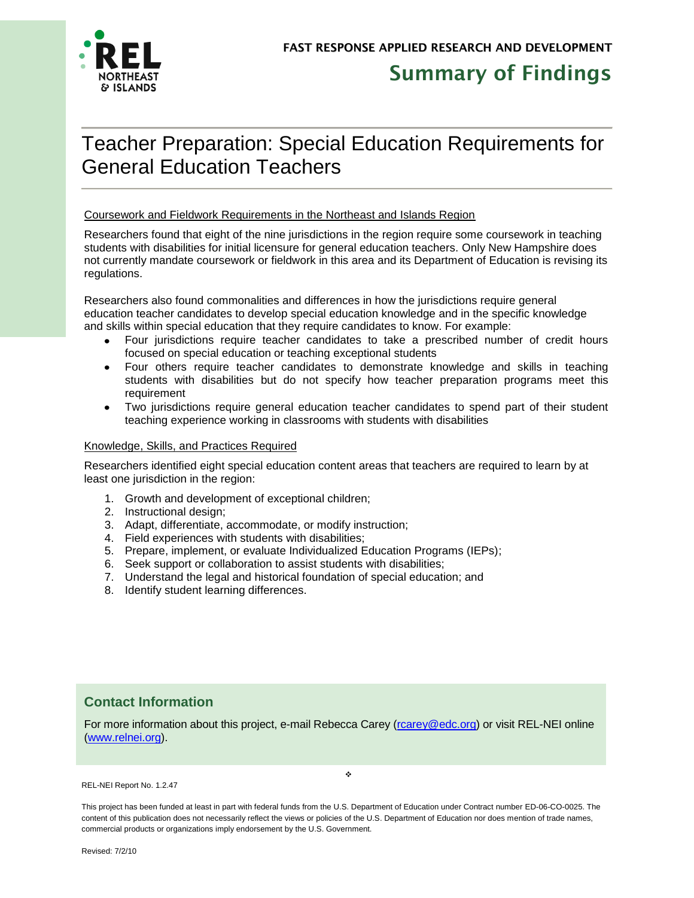FAST RESPONSE APPLIED RESEARCH AND DEVELOPMENT

# Summary of Findings

# Teacher Preparation: Special Education Requirements for General Education Teachers

## Coursework and Fieldwork Requirements in the Northeast and Islands Region

Researchers found that eight of the nine jurisdictions in the region require some coursework in teaching students with disabilities for initial licensure for general education teachers. Only New Hampshire does not currently mandate coursework or fieldwork in this area and its Department of Education is revising its regulations.

Researchers also found commonalities and differences in how the jurisdictions require general education teacher candidates to develop special education knowledge and in the specific knowledge and skills within special education that they require candidates to know. For example:

- Four jurisdictions require teacher candidates to take a prescribed number of credit hours focused on special education or teaching exceptional students
- Four others require teacher candidates to demonstrate knowledge and skills in teaching students with disabilities but do not specify how teacher preparation programs meet this requirement
- Two jurisdictions require general education teacher candidates to spend part of their student teaching experience working in classrooms with students with disabilities

## Knowledge, Skills, and Practices Required

Researchers identified eight special education content areas that teachers are required to learn by at least one jurisdiction in the region:

1. Growth and development of exceptional children;
2. Instructional design;
3. Adapt, differentiate, accommodate, or modify instruction;
4. Field experiences with students with disabilities;
5. Prepare, implement, or evaluate Individualized Education Programs (IEPs);
6. Seek support or collaboration to assist students with disabilities;
7. Understand the legal and historical foundation of special education; and
8. Identify student learning differences.

## Contact Information

For more information about this project, e-mail Rebecca Carey (rcarey@edc.org) or visit REL-NEI online (www.relnei.org).

REL-NEI Report No. 1.2.47

This project has been funded at least in part with federal funds from the U.S. Department of Education under Contract number ED-06-CO-0025. The content of this publication does not necessarily reflect the views or policies of the U.S. Department of Education nor does mention of trade names, commercial products or organizations imply endorsement by the U.S. Government.

Revised: 7/2/10